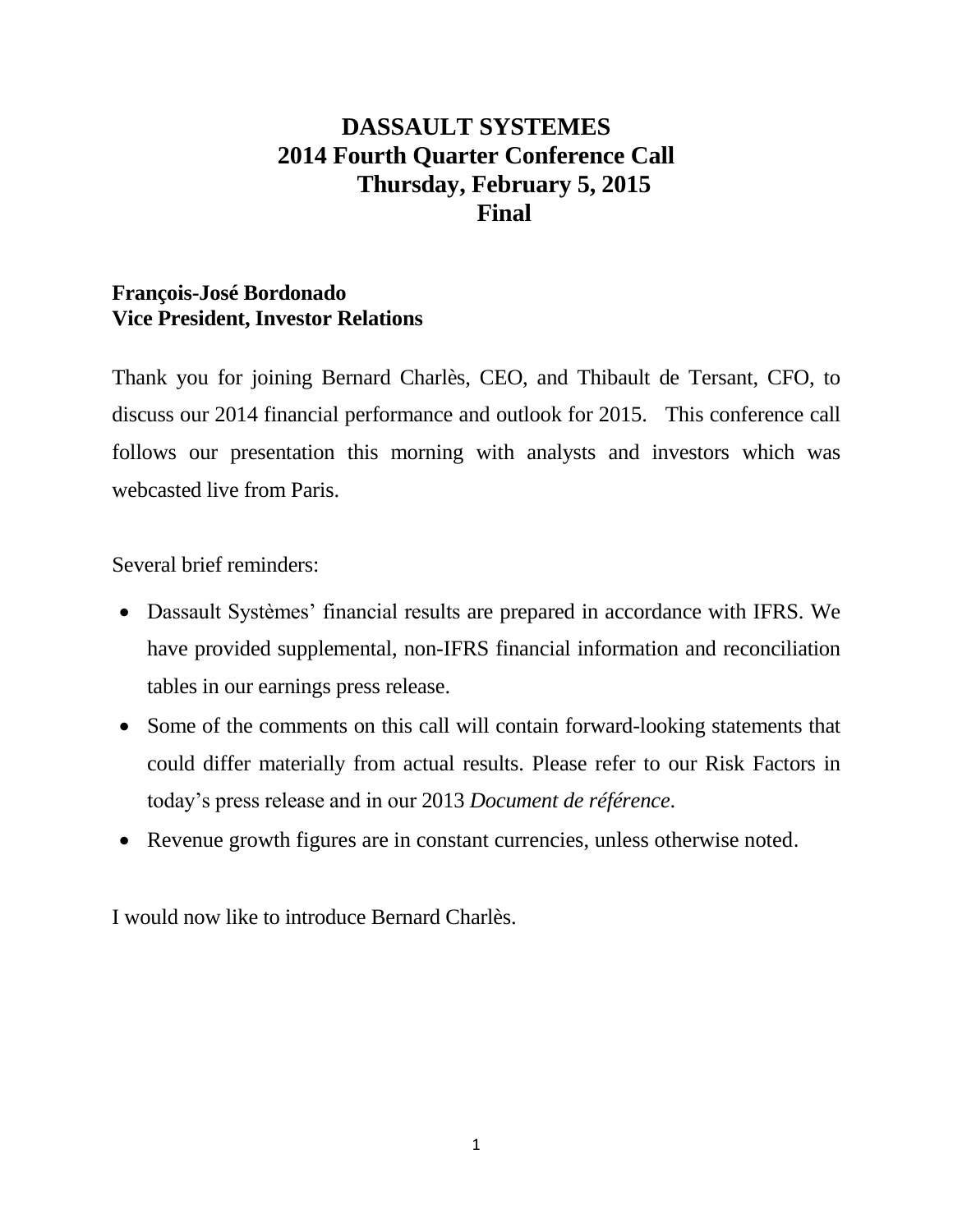# DASSAULT SYSTEMES
## 2014 Fourth Quarter Conference Call
## Thursday, February 5, 2015
## Final

**François-José Bordonado**
**Vice President, Investor Relations**

Thank you for joining Bernard Charlès, CEO, and Thibault de Tersant, CFO, to discuss our 2014 financial performance and outlook for 2015. This conference call follows our presentation this morning with analysts and investors which was webcasted live from Paris.

Several brief reminders:

- Dassault Systèmes' financial results are prepared in accordance with IFRS. We have provided supplemental, non-IFRS financial information and reconciliation tables in our earnings press release.
- Some of the comments on this call will contain forward-looking statements that could differ materially from actual results. Please refer to our Risk Factors in today's press release and in our 2013 *Document de référence*.
- Revenue growth figures are in constant currencies, unless otherwise noted.

I would now like to introduce Bernard Charlès.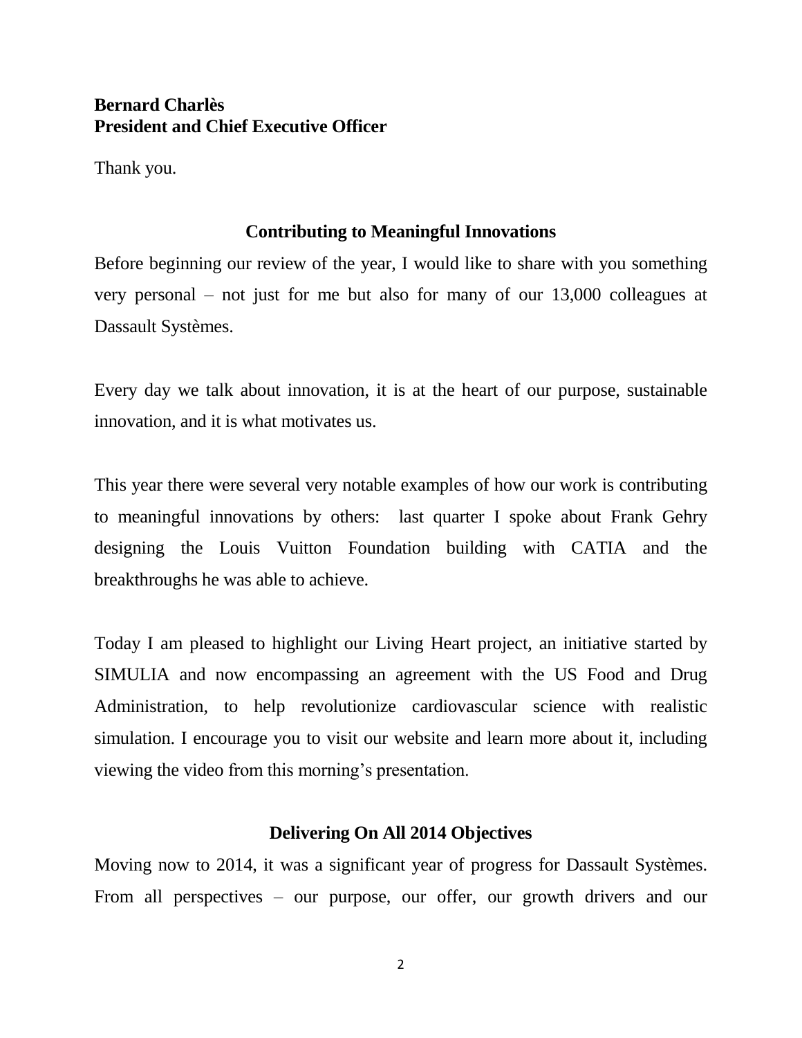**Bernard Charlès**
**President and Chief Executive Officer**

Thank you.

## Contributing to Meaningful Innovations

Before beginning our review of the year, I would like to share with you something very personal – not just for me but also for many of our 13,000 colleagues at Dassault Systèmes.

Every day we talk about innovation, it is at the heart of our purpose, sustainable innovation, and it is what motivates us.

This year there were several very notable examples of how our work is contributing to meaningful innovations by others: last quarter I spoke about Frank Gehry designing the Louis Vuitton Foundation building with CATIA and the breakthroughs he was able to achieve.

Today I am pleased to highlight our Living Heart project, an initiative started by SIMULIA and now encompassing an agreement with the US Food and Drug Administration, to help revolutionize cardiovascular science with realistic simulation. I encourage you to visit our website and learn more about it, including viewing the video from this morning's presentation.

## Delivering On All 2014 Objectives

Moving now to 2014, it was a significant year of progress for Dassault Systèmes. From all perspectives – our purpose, our offer, our growth drivers and our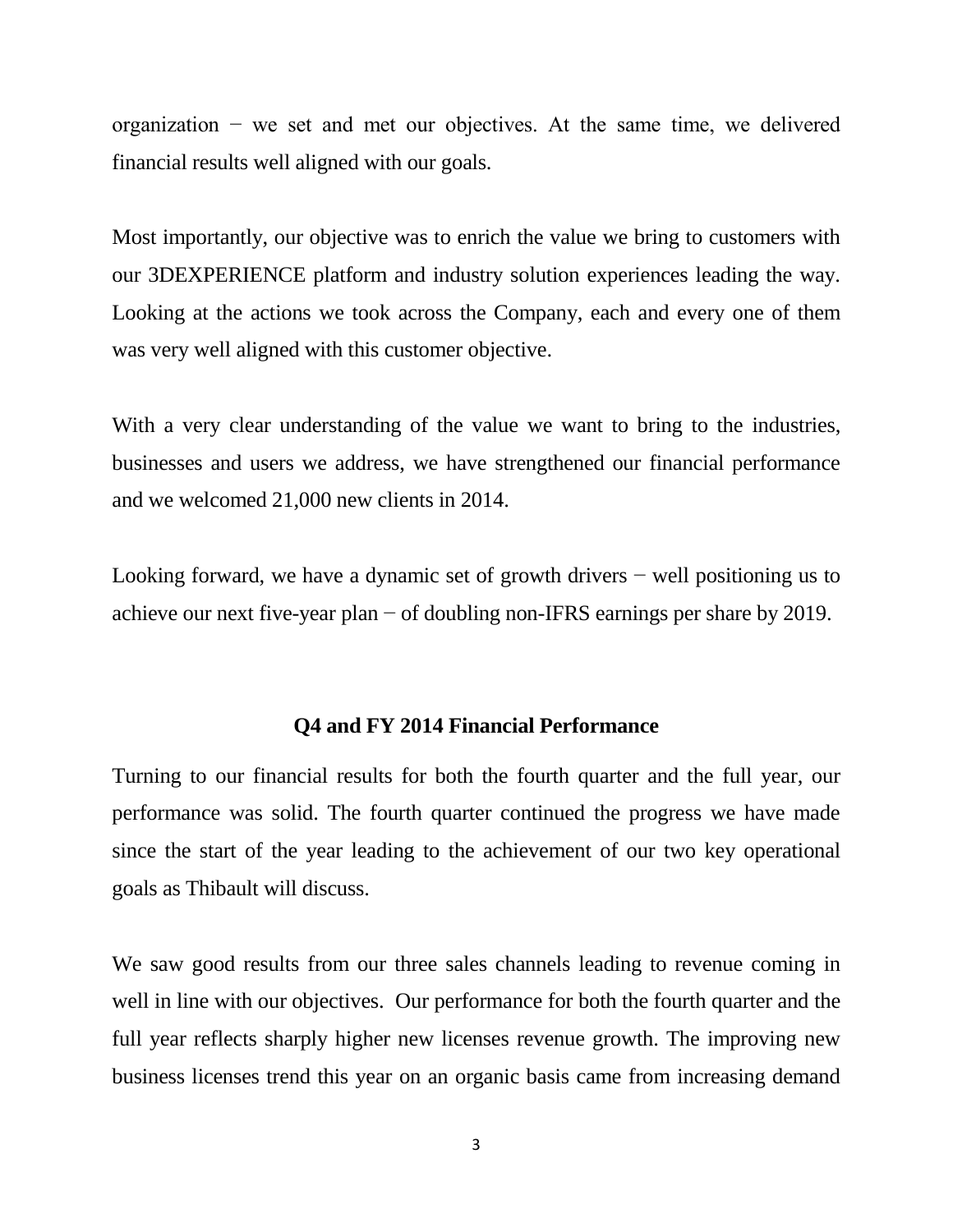organization − we set and met our objectives. At the same time, we delivered financial results well aligned with our goals.

Most importantly, our objective was to enrich the value we bring to customers with our 3DEXPERIENCE platform and industry solution experiences leading the way. Looking at the actions we took across the Company, each and every one of them was very well aligned with this customer objective.

With a very clear understanding of the value we want to bring to the industries, businesses and users we address, we have strengthened our financial performance and we welcomed 21,000 new clients in 2014.

Looking forward, we have a dynamic set of growth drivers − well positioning us to achieve our next five-year plan − of doubling non-IFRS earnings per share by 2019.

## Q4 and FY 2014 Financial Performance

Turning to our financial results for both the fourth quarter and the full year, our performance was solid. The fourth quarter continued the progress we have made since the start of the year leading to the achievement of our two key operational goals as Thibault will discuss.

We saw good results from our three sales channels leading to revenue coming in well in line with our objectives. Our performance for both the fourth quarter and the full year reflects sharply higher new licenses revenue growth. The improving new business licenses trend this year on an organic basis came from increasing demand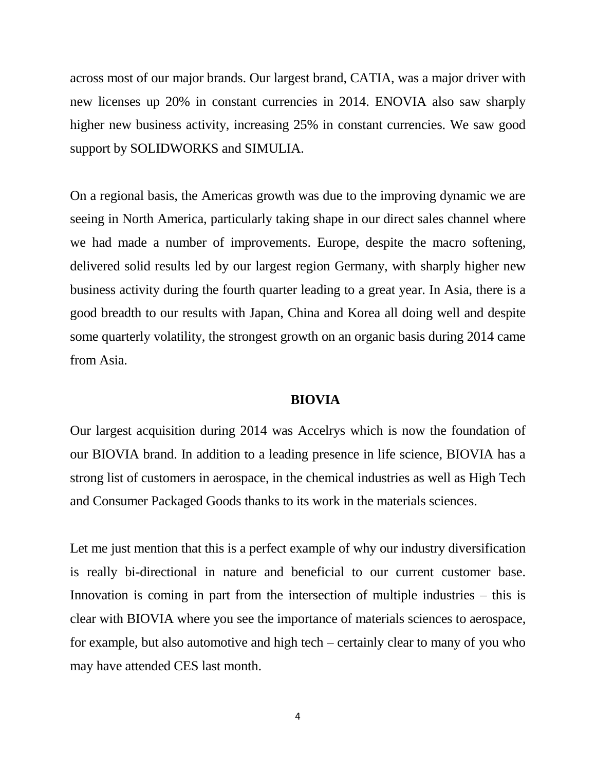across most of our major brands. Our largest brand, CATIA, was a major driver with new licenses up 20% in constant currencies in 2014. ENOVIA also saw sharply higher new business activity, increasing 25% in constant currencies. We saw good support by SOLIDWORKS and SIMULIA.

On a regional basis, the Americas growth was due to the improving dynamic we are seeing in North America, particularly taking shape in our direct sales channel where we had made a number of improvements. Europe, despite the macro softening, delivered solid results led by our largest region Germany, with sharply higher new business activity during the fourth quarter leading to a great year. In Asia, there is a good breadth to our results with Japan, China and Korea all doing well and despite some quarterly volatility, the strongest growth on an organic basis during 2014 came from Asia.

## BIOVIA

Our largest acquisition during 2014 was Accelrys which is now the foundation of our BIOVIA brand. In addition to a leading presence in life science, BIOVIA has a strong list of customers in aerospace, in the chemical industries as well as High Tech and Consumer Packaged Goods thanks to its work in the materials sciences.

Let me just mention that this is a perfect example of why our industry diversification is really bi-directional in nature and beneficial to our current customer base. Innovation is coming in part from the intersection of multiple industries – this is clear with BIOVIA where you see the importance of materials sciences to aerospace, for example, but also automotive and high tech – certainly clear to many of you who may have attended CES last month.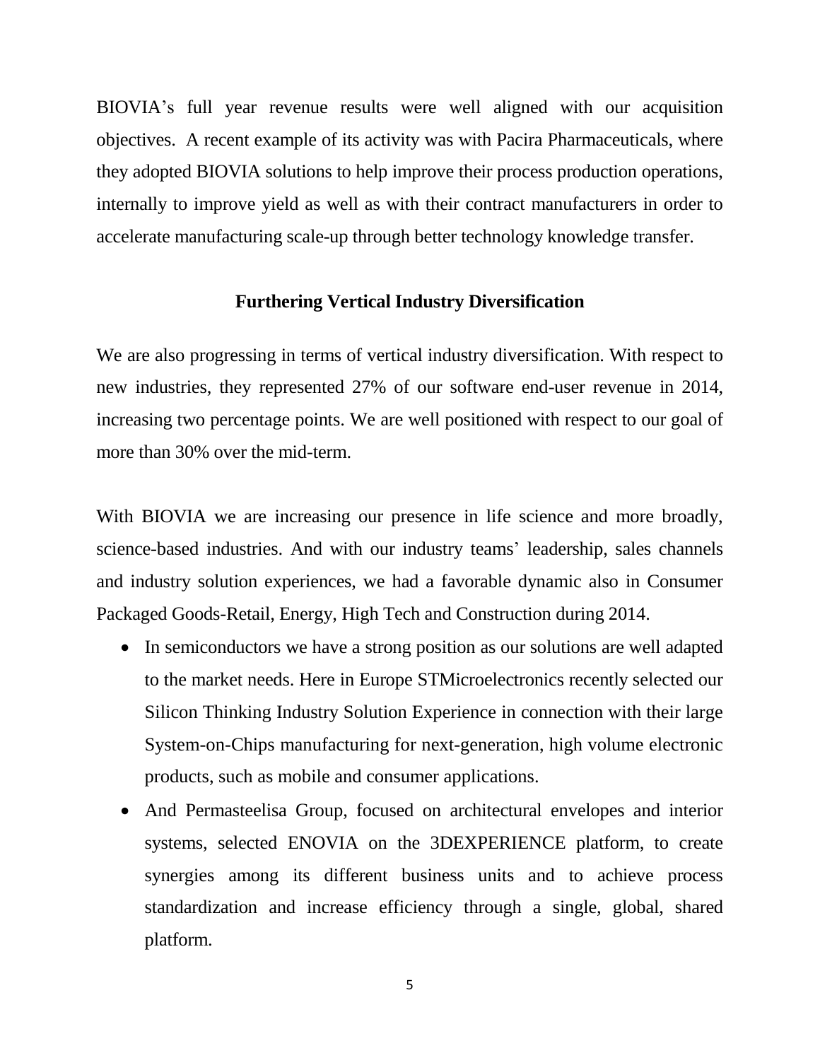BIOVIA's full year revenue results were well aligned with our acquisition objectives. A recent example of its activity was with Pacira Pharmaceuticals, where they adopted BIOVIA solutions to help improve their process production operations, internally to improve yield as well as with their contract manufacturers in order to accelerate manufacturing scale-up through better technology knowledge transfer.

## Furthering Vertical Industry Diversification

We are also progressing in terms of vertical industry diversification. With respect to new industries, they represented 27% of our software end-user revenue in 2014, increasing two percentage points. We are well positioned with respect to our goal of more than 30% over the mid-term.

With BIOVIA we are increasing our presence in life science and more broadly, science-based industries. And with our industry teams' leadership, sales channels and industry solution experiences, we had a favorable dynamic also in Consumer Packaged Goods-Retail, Energy, High Tech and Construction during 2014.

- In semiconductors we have a strong position as our solutions are well adapted to the market needs. Here in Europe STMicroelectronics recently selected our Silicon Thinking Industry Solution Experience in connection with their large System-on-Chips manufacturing for next-generation, high volume electronic products, such as mobile and consumer applications.
- And Permasteelisa Group, focused on architectural envelopes and interior systems, selected ENOVIA on the 3DEXPERIENCE platform, to create synergies among its different business units and to achieve process standardization and increase efficiency through a single, global, shared platform.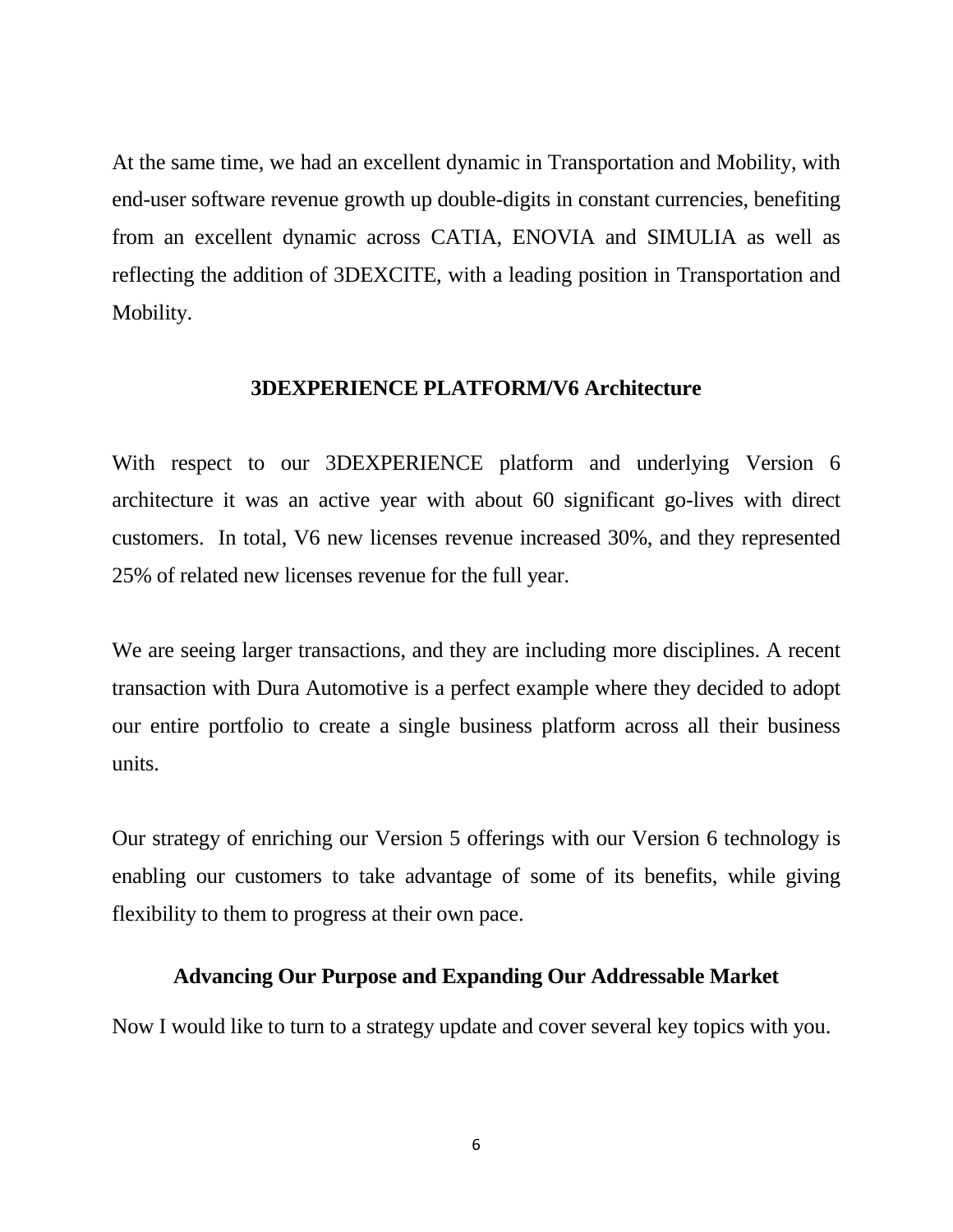At the same time, we had an excellent dynamic in Transportation and Mobility, with end-user software revenue growth up double-digits in constant currencies, benefiting from an excellent dynamic across CATIA, ENOVIA and SIMULIA as well as reflecting the addition of 3DEXCITE, with a leading position in Transportation and Mobility.

## 3DEXPERIENCE PLATFORM/V6 Architecture

With respect to our 3DEXPERIENCE platform and underlying Version 6 architecture it was an active year with about 60 significant go-lives with direct customers. In total, V6 new licenses revenue increased 30%, and they represented 25% of related new licenses revenue for the full year.

We are seeing larger transactions, and they are including more disciplines. A recent transaction with Dura Automotive is a perfect example where they decided to adopt our entire portfolio to create a single business platform across all their business units.

Our strategy of enriching our Version 5 offerings with our Version 6 technology is enabling our customers to take advantage of some of its benefits, while giving flexibility to them to progress at their own pace.

## Advancing Our Purpose and Expanding Our Addressable Market

Now I would like to turn to a strategy update and cover several key topics with you.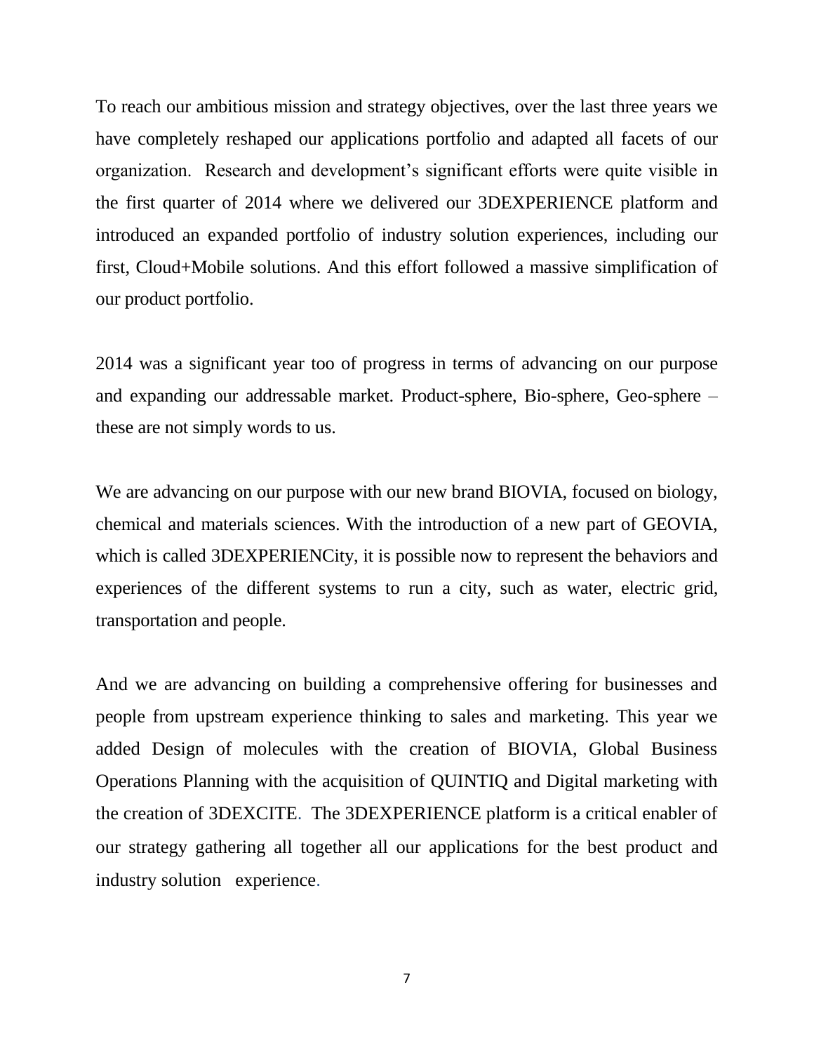To reach our ambitious mission and strategy objectives, over the last three years we have completely reshaped our applications portfolio and adapted all facets of our organization. Research and development's significant efforts were quite visible in the first quarter of 2014 where we delivered our 3DEXPERIENCE platform and introduced an expanded portfolio of industry solution experiences, including our first, Cloud+Mobile solutions. And this effort followed a massive simplification of our product portfolio.

2014 was a significant year too of progress in terms of advancing on our purpose and expanding our addressable market. Product-sphere, Bio-sphere, Geo-sphere – these are not simply words to us.

We are advancing on our purpose with our new brand BIOVIA, focused on biology, chemical and materials sciences. With the introduction of a new part of GEOVIA, which is called 3DEXPERIENCity, it is possible now to represent the behaviors and experiences of the different systems to run a city, such as water, electric grid, transportation and people.

And we are advancing on building a comprehensive offering for businesses and people from upstream experience thinking to sales and marketing. This year we added Design of molecules with the creation of BIOVIA, Global Business Operations Planning with the acquisition of QUINTIQ and Digital marketing with the creation of 3DEXCITE. The 3DEXPERIENCE platform is a critical enabler of our strategy gathering all together all our applications for the best product and industry solution experience.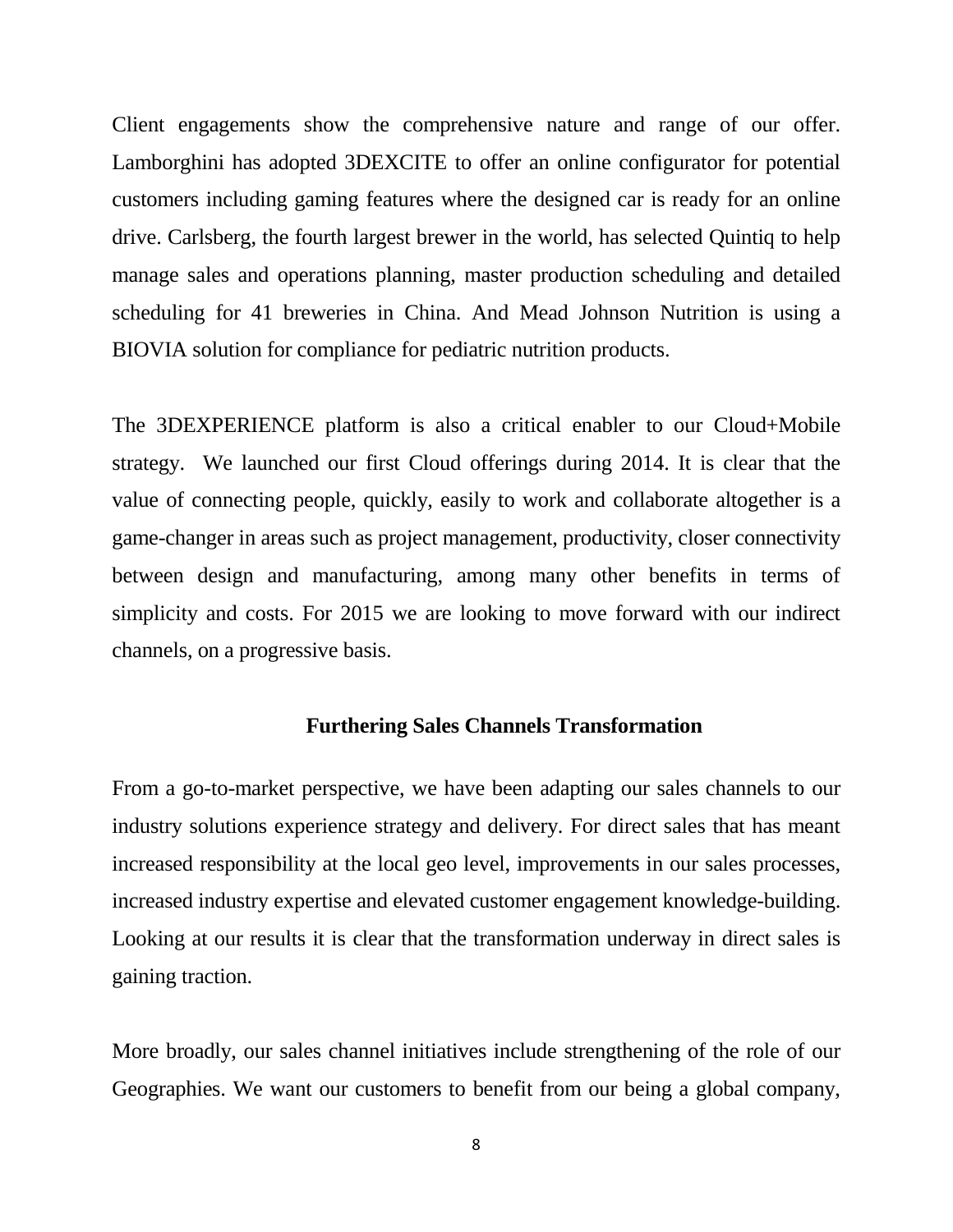Client engagements show the comprehensive nature and range of our offer. Lamborghini has adopted 3DEXCITE to offer an online configurator for potential customers including gaming features where the designed car is ready for an online drive. Carlsberg, the fourth largest brewer in the world, has selected Quintiq to help manage sales and operations planning, master production scheduling and detailed scheduling for 41 breweries in China. And Mead Johnson Nutrition is using a BIOVIA solution for compliance for pediatric nutrition products.

The 3DEXPERIENCE platform is also a critical enabler to our Cloud+Mobile strategy. We launched our first Cloud offerings during 2014. It is clear that the value of connecting people, quickly, easily to work and collaborate altogether is a game-changer in areas such as project management, productivity, closer connectivity between design and manufacturing, among many other benefits in terms of simplicity and costs. For 2015 we are looking to move forward with our indirect channels, on a progressive basis.

## Furthering Sales Channels Transformation

From a go-to-market perspective, we have been adapting our sales channels to our industry solutions experience strategy and delivery. For direct sales that has meant increased responsibility at the local geo level, improvements in our sales processes, increased industry expertise and elevated customer engagement knowledge-building. Looking at our results it is clear that the transformation underway in direct sales is gaining traction.

More broadly, our sales channel initiatives include strengthening of the role of our Geographies. We want our customers to benefit from our being a global company,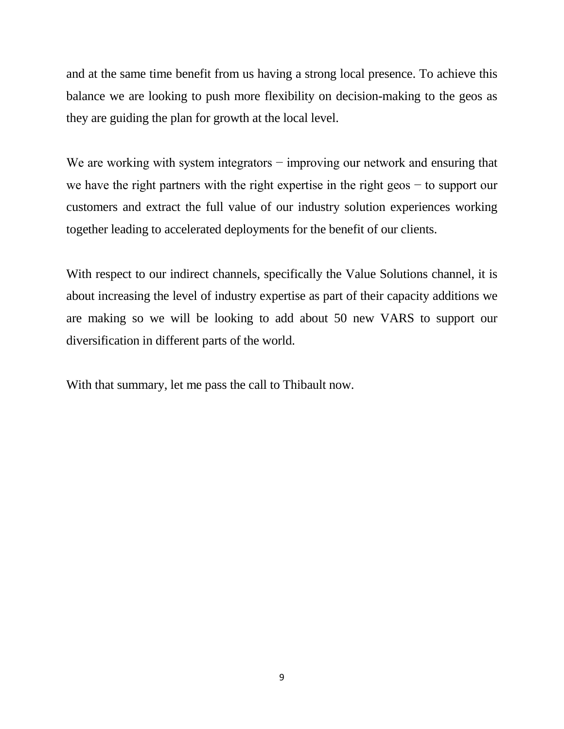and at the same time benefit from us having a strong local presence. To achieve this balance we are looking to push more flexibility on decision-making to the geos as they are guiding the plan for growth at the local level.

We are working with system integrators − improving our network and ensuring that we have the right partners with the right expertise in the right geos − to support our customers and extract the full value of our industry solution experiences working together leading to accelerated deployments for the benefit of our clients.

With respect to our indirect channels, specifically the Value Solutions channel, it is about increasing the level of industry expertise as part of their capacity additions we are making so we will be looking to add about 50 new VARS to support our diversification in different parts of the world.

With that summary, let me pass the call to Thibault now.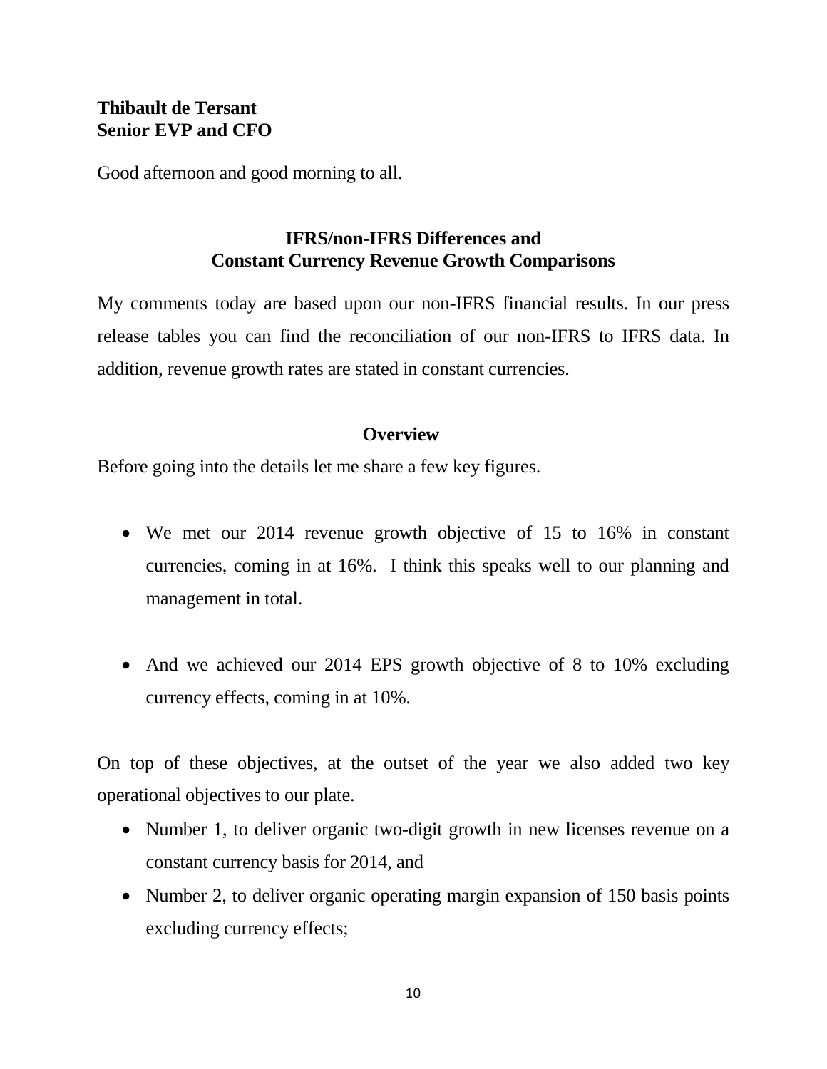**Thibault de Tersant**
**Senior EVP and CFO**

Good afternoon and good morning to all.

## IFRS/non-IFRS Differences and Constant Currency Revenue Growth Comparisons

My comments today are based upon our non-IFRS financial results. In our press release tables you can find the reconciliation of our non-IFRS to IFRS data. In addition, revenue growth rates are stated in constant currencies.

## Overview

Before going into the details let me share a few key figures.

- We met our 2014 revenue growth objective of 15 to 16% in constant currencies, coming in at 16%. I think this speaks well to our planning and management in total.

- And we achieved our 2014 EPS growth objective of 8 to 10% excluding currency effects, coming in at 10%.

On top of these objectives, at the outset of the year we also added two key operational objectives to our plate.

- Number 1, to deliver organic two-digit growth in new licenses revenue on a constant currency basis for 2014, and
- Number 2, to deliver organic operating margin expansion of 150 basis points excluding currency effects;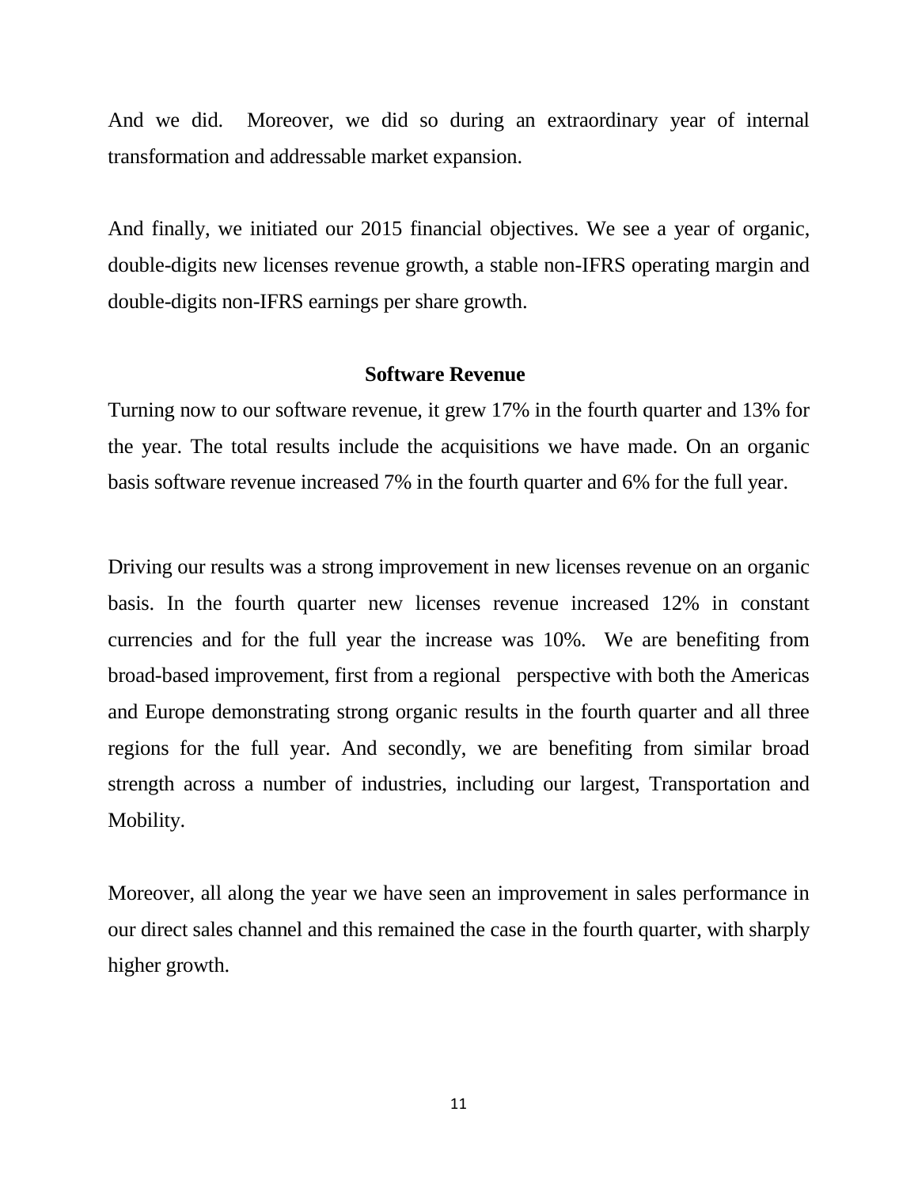And we did. Moreover, we did so during an extraordinary year of internal transformation and addressable market expansion.

And finally, we initiated our 2015 financial objectives. We see a year of organic, double-digits new licenses revenue growth, a stable non-IFRS operating margin and double-digits non-IFRS earnings per share growth.

## Software Revenue

Turning now to our software revenue, it grew 17% in the fourth quarter and 13% for the year. The total results include the acquisitions we have made. On an organic basis software revenue increased 7% in the fourth quarter and 6% for the full year.

Driving our results was a strong improvement in new licenses revenue on an organic basis. In the fourth quarter new licenses revenue increased 12% in constant currencies and for the full year the increase was 10%. We are benefiting from broad-based improvement, first from a regional perspective with both the Americas and Europe demonstrating strong organic results in the fourth quarter and all three regions for the full year. And secondly, we are benefiting from similar broad strength across a number of industries, including our largest, Transportation and Mobility.

Moreover, all along the year we have seen an improvement in sales performance in our direct sales channel and this remained the case in the fourth quarter, with sharply higher growth.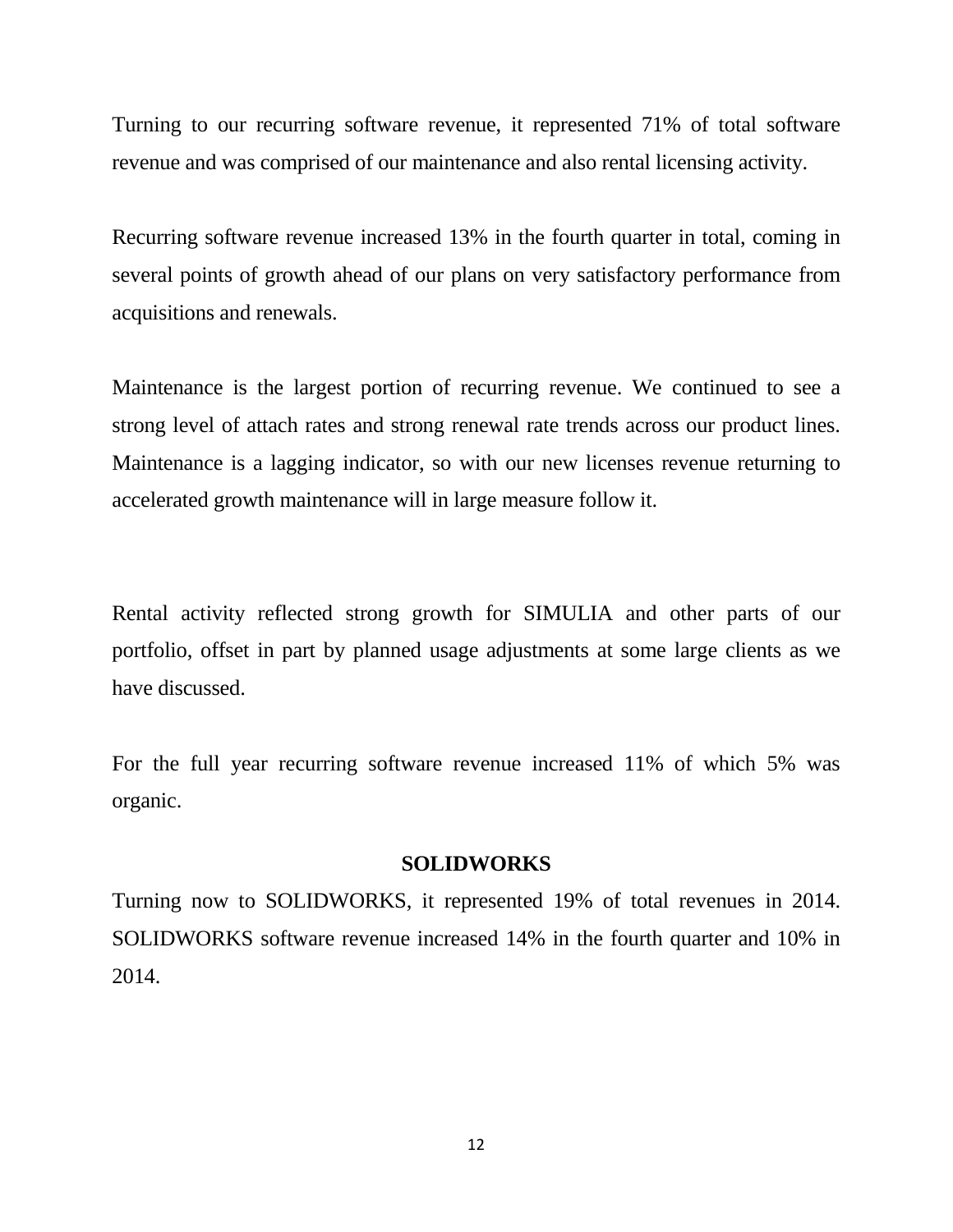Turning to our recurring software revenue, it represented 71% of total software revenue and was comprised of our maintenance and also rental licensing activity.

Recurring software revenue increased 13% in the fourth quarter in total, coming in several points of growth ahead of our plans on very satisfactory performance from acquisitions and renewals.

Maintenance is the largest portion of recurring revenue. We continued to see a strong level of attach rates and strong renewal rate trends across our product lines. Maintenance is a lagging indicator, so with our new licenses revenue returning to accelerated growth maintenance will in large measure follow it.

Rental activity reflected strong growth for SIMULIA and other parts of our portfolio, offset in part by planned usage adjustments at some large clients as we have discussed.

For the full year recurring software revenue increased 11% of which 5% was organic.

## SOLIDWORKS

Turning now to SOLIDWORKS, it represented 19% of total revenues in 2014. SOLIDWORKS software revenue increased 14% in the fourth quarter and 10% in 2014.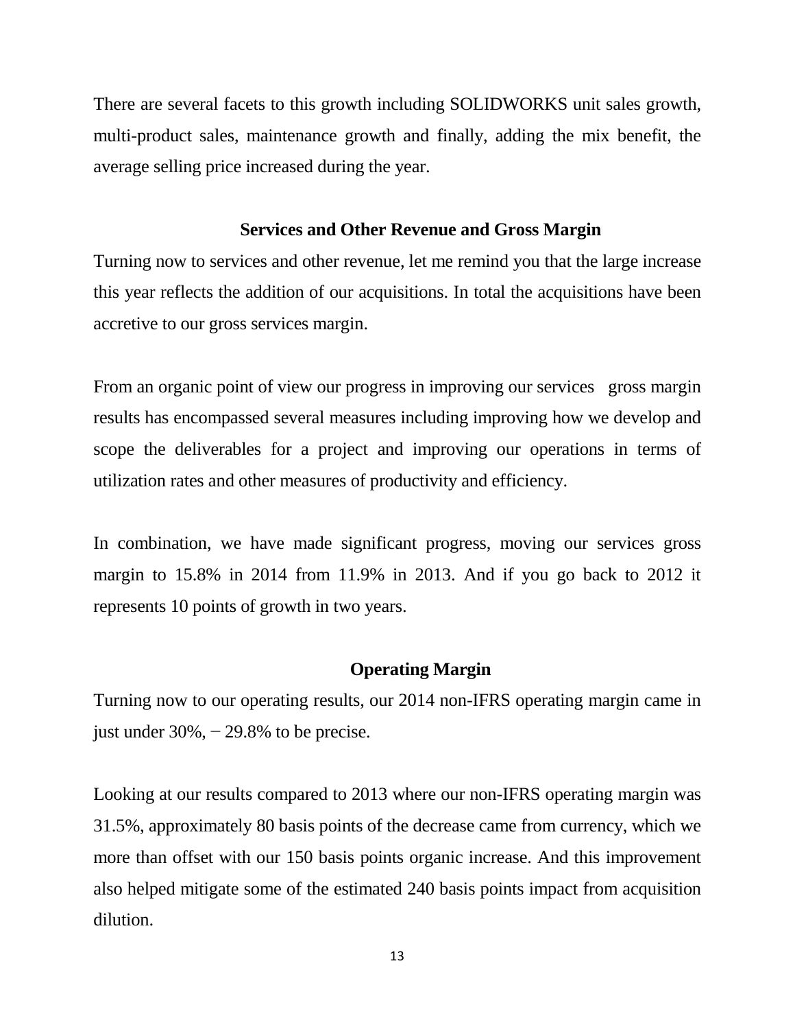There are several facets to this growth including SOLIDWORKS unit sales growth, multi-product sales, maintenance growth and finally, adding the mix benefit, the average selling price increased during the year.

### Services and Other Revenue and Gross Margin

Turning now to services and other revenue, let me remind you that the large increase this year reflects the addition of our acquisitions. In total the acquisitions have been accretive to our gross services margin.

From an organic point of view our progress in improving our services gross margin results has encompassed several measures including improving how we develop and scope the deliverables for a project and improving our operations in terms of utilization rates and other measures of productivity and efficiency.

In combination, we have made significant progress, moving our services gross margin to 15.8% in 2014 from 11.9% in 2013. And if you go back to 2012 it represents 10 points of growth in two years.

### Operating Margin

Turning now to our operating results, our 2014 non-IFRS operating margin came in just under 30%, − 29.8% to be precise.

Looking at our results compared to 2013 where our non-IFRS operating margin was 31.5%, approximately 80 basis points of the decrease came from currency, which we more than offset with our 150 basis points organic increase. And this improvement also helped mitigate some of the estimated 240 basis points impact from acquisition dilution.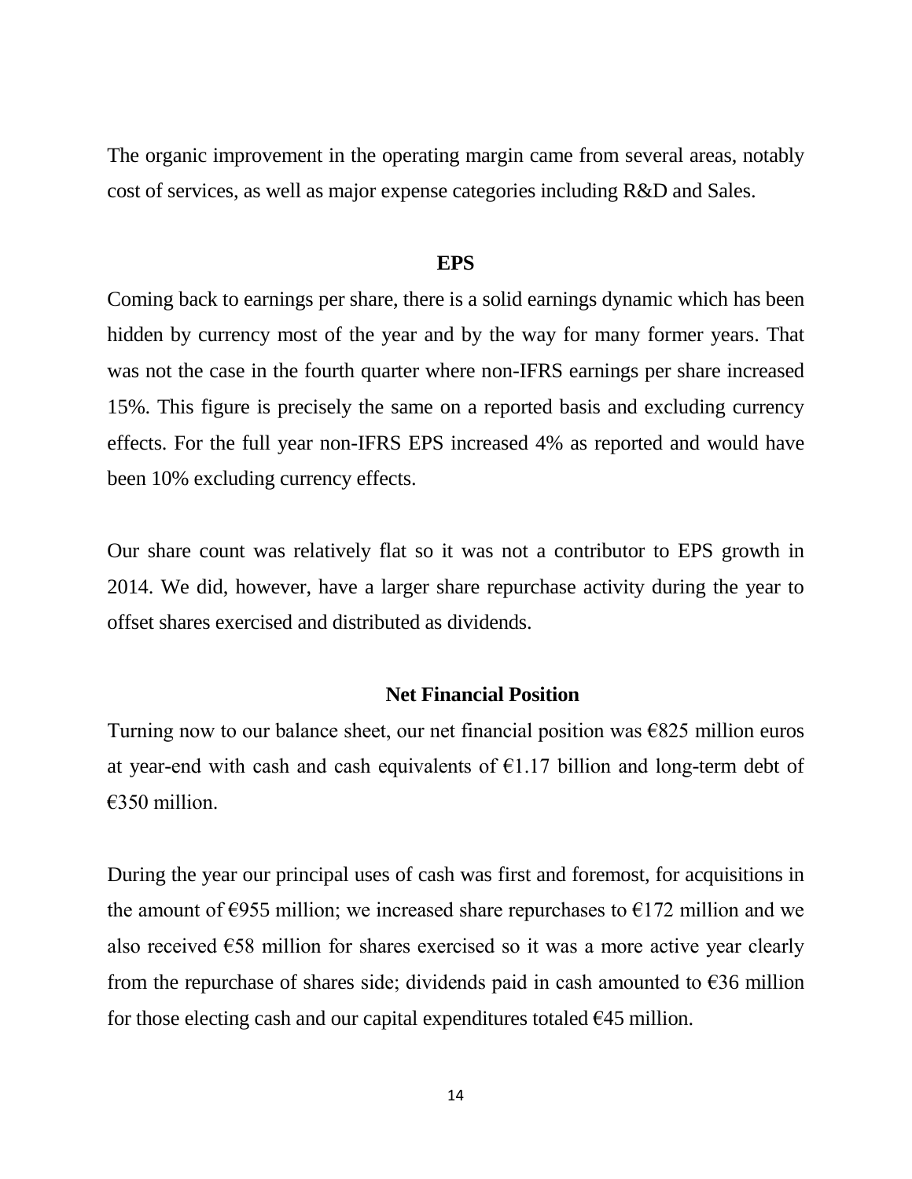The organic improvement in the operating margin came from several areas, notably cost of services, as well as major expense categories including R&D and Sales.

## EPS

Coming back to earnings per share, there is a solid earnings dynamic which has been hidden by currency most of the year and by the way for many former years. That was not the case in the fourth quarter where non-IFRS earnings per share increased 15%. This figure is precisely the same on a reported basis and excluding currency effects. For the full year non-IFRS EPS increased 4% as reported and would have been 10% excluding currency effects.

Our share count was relatively flat so it was not a contributor to EPS growth in 2014. We did, however, have a larger share repurchase activity during the year to offset shares exercised and distributed as dividends.

## Net Financial Position

Turning now to our balance sheet, our net financial position was €825 million euros at year-end with cash and cash equivalents of €1.17 billion and long-term debt of €350 million.

During the year our principal uses of cash was first and foremost, for acquisitions in the amount of €955 million; we increased share repurchases to €172 million and we also received €58 million for shares exercised so it was a more active year clearly from the repurchase of shares side; dividends paid in cash amounted to €36 million for those electing cash and our capital expenditures totaled €45 million.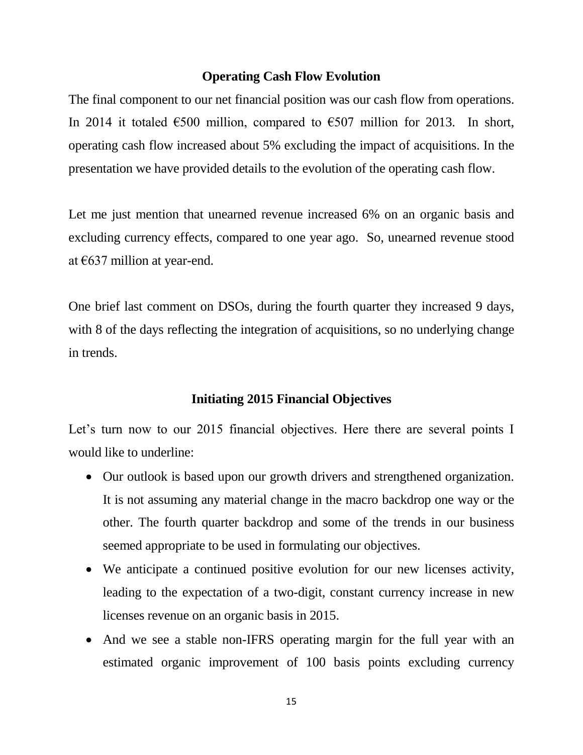## Operating Cash Flow Evolution

The final component to our net financial position was our cash flow from operations. In 2014 it totaled €500 million, compared to €507 million for 2013. In short, operating cash flow increased about 5% excluding the impact of acquisitions. In the presentation we have provided details to the evolution of the operating cash flow.

Let me just mention that unearned revenue increased 6% on an organic basis and excluding currency effects, compared to one year ago. So, unearned revenue stood at €637 million at year-end.

One brief last comment on DSOs, during the fourth quarter they increased 9 days, with 8 of the days reflecting the integration of acquisitions, so no underlying change in trends.

## Initiating 2015 Financial Objectives

Let's turn now to our 2015 financial objectives. Here there are several points I would like to underline:

- Our outlook is based upon our growth drivers and strengthened organization. It is not assuming any material change in the macro backdrop one way or the other. The fourth quarter backdrop and some of the trends in our business seemed appropriate to be used in formulating our objectives.
- We anticipate a continued positive evolution for our new licenses activity, leading to the expectation of a two-digit, constant currency increase in new licenses revenue on an organic basis in 2015.
- And we see a stable non-IFRS operating margin for the full year with an estimated organic improvement of 100 basis points excluding currency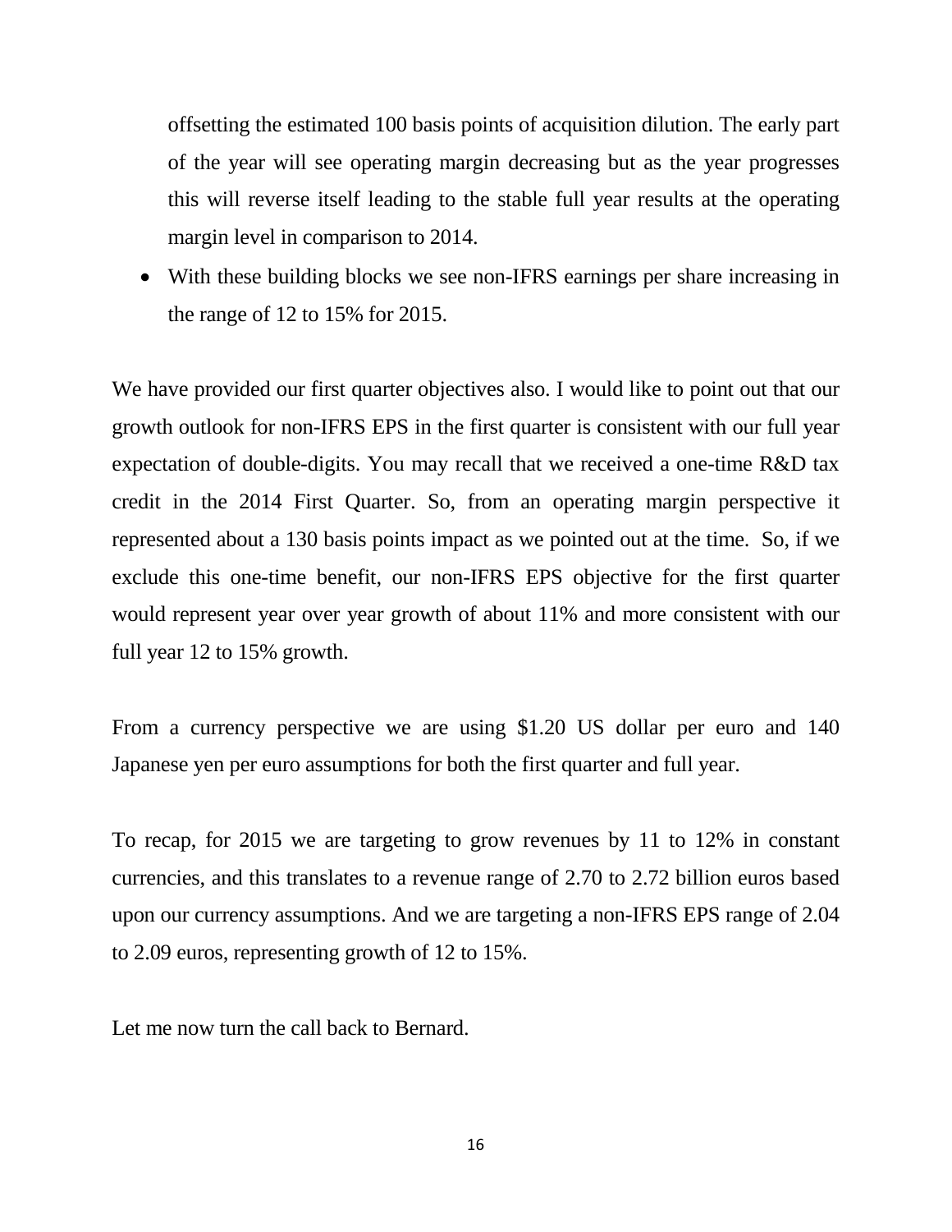offsetting the estimated 100 basis points of acquisition dilution. The early part of the year will see operating margin decreasing but as the year progresses this will reverse itself leading to the stable full year results at the operating margin level in comparison to 2014.

- With these building blocks we see non-IFRS earnings per share increasing in the range of 12 to 15% for 2015.

We have provided our first quarter objectives also. I would like to point out that our growth outlook for non-IFRS EPS in the first quarter is consistent with our full year expectation of double-digits. You may recall that we received a one-time R&D tax credit in the 2014 First Quarter. So, from an operating margin perspective it represented about a 130 basis points impact as we pointed out at the time. So, if we exclude this one-time benefit, our non-IFRS EPS objective for the first quarter would represent year over year growth of about 11% and more consistent with our full year 12 to 15% growth.

From a currency perspective we are using $1.20 US dollar per euro and 140 Japanese yen per euro assumptions for both the first quarter and full year.

To recap, for 2015 we are targeting to grow revenues by 11 to 12% in constant currencies, and this translates to a revenue range of 2.70 to 2.72 billion euros based upon our currency assumptions. And we are targeting a non-IFRS EPS range of 2.04 to 2.09 euros, representing growth of 12 to 15%.

Let me now turn the call back to Bernard.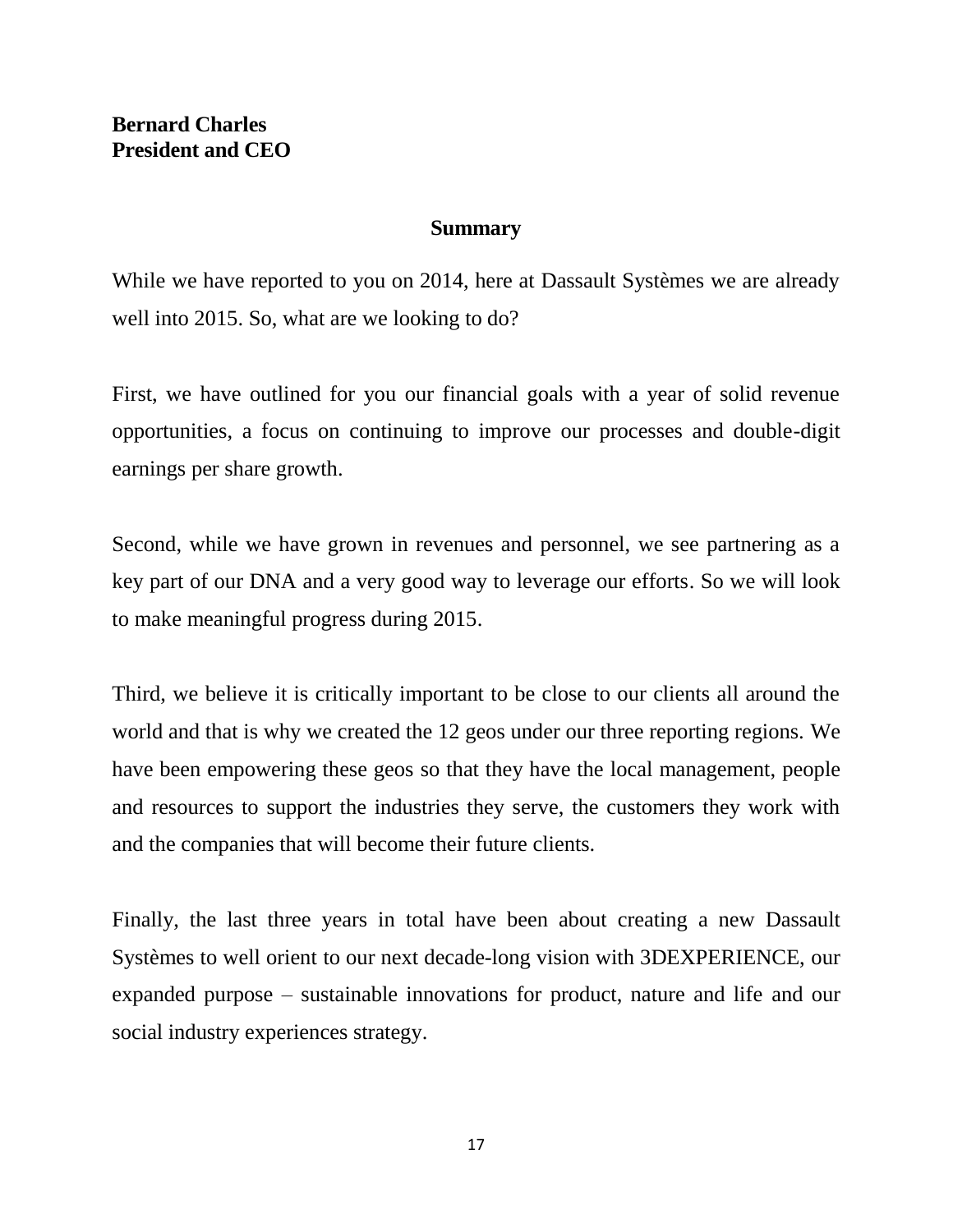**Bernard Charles**
**President and CEO**

## Summary

While we have reported to you on 2014, here at Dassault Systèmes we are already well into 2015. So, what are we looking to do?

First, we have outlined for you our financial goals with a year of solid revenue opportunities, a focus on continuing to improve our processes and double-digit earnings per share growth.

Second, while we have grown in revenues and personnel, we see partnering as a key part of our DNA and a very good way to leverage our efforts. So we will look to make meaningful progress during 2015.

Third, we believe it is critically important to be close to our clients all around the world and that is why we created the 12 geos under our three reporting regions. We have been empowering these geos so that they have the local management, people and resources to support the industries they serve, the customers they work with and the companies that will become their future clients.

Finally, the last three years in total have been about creating a new Dassault Systèmes to well orient to our next decade-long vision with 3DEXPERIENCE, our expanded purpose – sustainable innovations for product, nature and life and our social industry experiences strategy.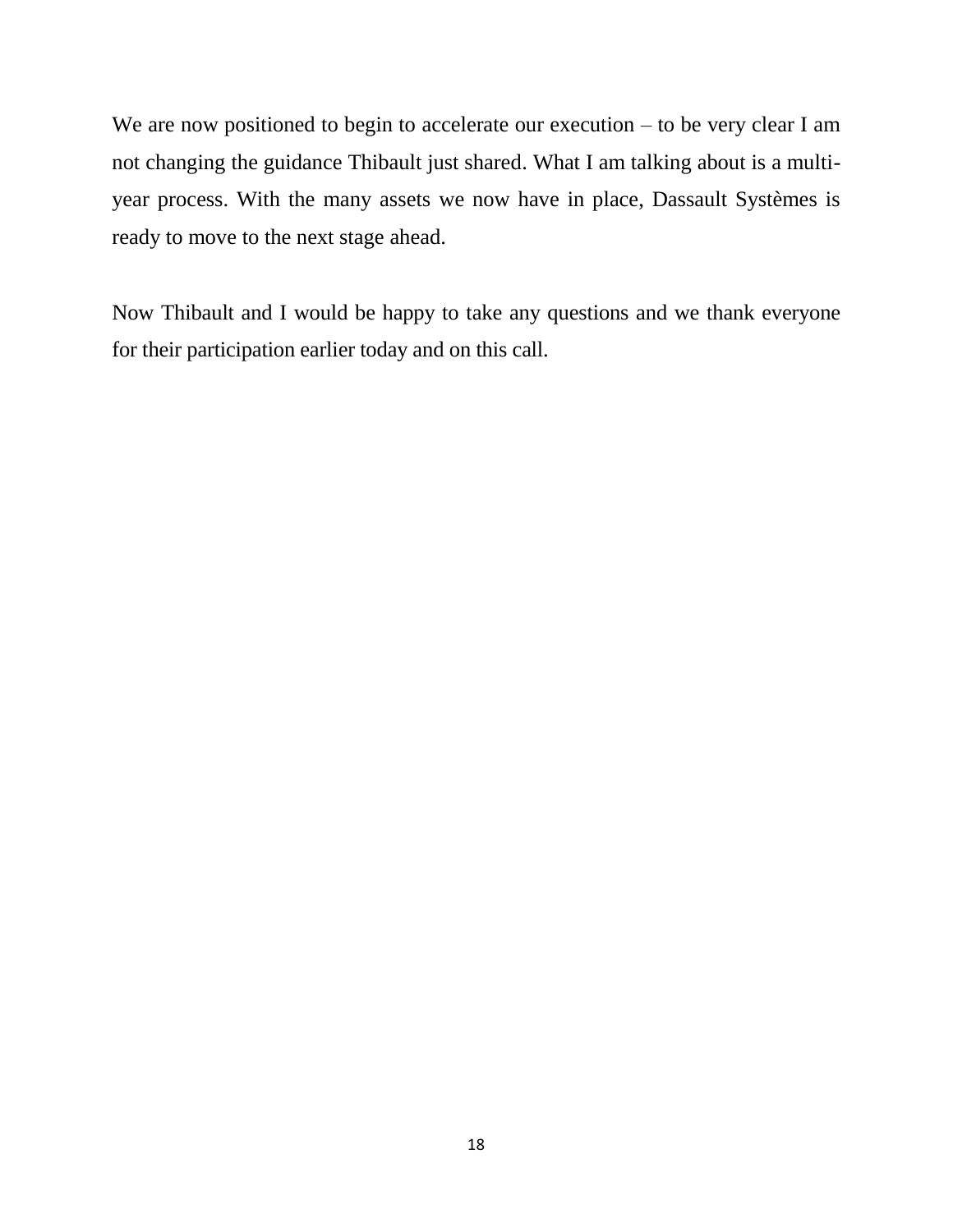We are now positioned to begin to accelerate our execution – to be very clear I am not changing the guidance Thibault just shared. What I am talking about is a multi-year process. With the many assets we now have in place, Dassault Systèmes is ready to move to the next stage ahead.

Now Thibault and I would be happy to take any questions and we thank everyone for their participation earlier today and on this call.